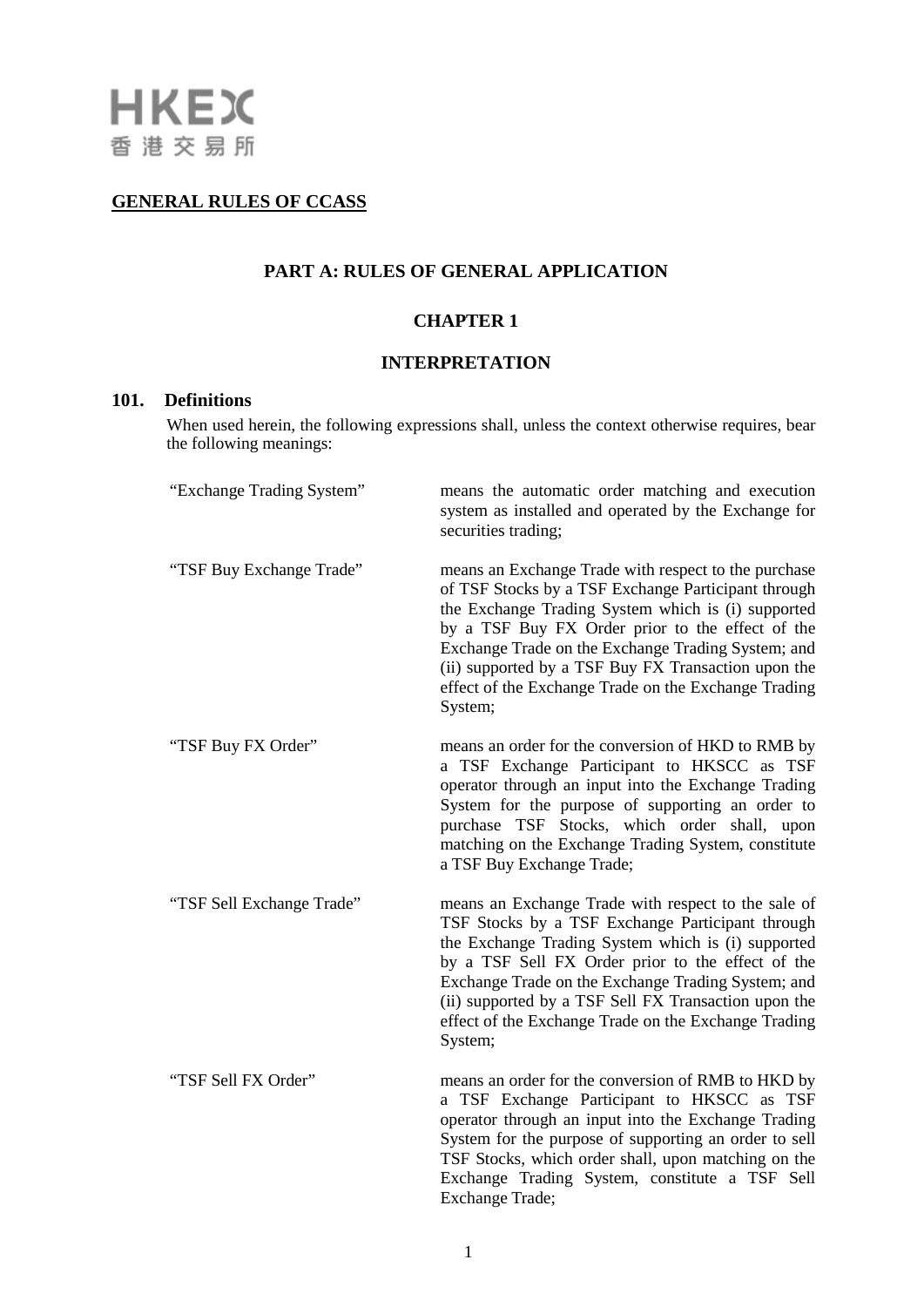HKEX
香港交易所

**GENERAL RULES OF CCASS**

## PART A: RULES OF GENERAL APPLICATION

## CHAPTER 1

## INTERPRETATION

### 101. Definitions

When used herein, the following expressions shall, unless the context otherwise requires, bear the following meanings:

| | |
|---|---|
| "Exchange Trading System" | means the automatic order matching and execution system as installed and operated by the Exchange for securities trading; |
| "TSF Buy Exchange Trade" | means an Exchange Trade with respect to the purchase of TSF Stocks by a TSF Exchange Participant through the Exchange Trading System which is (i) supported by a TSF Buy FX Order prior to the effect of the Exchange Trade on the Exchange Trading System; and (ii) supported by a TSF Buy FX Transaction upon the effect of the Exchange Trade on the Exchange Trading System; |
| "TSF Buy FX Order" | means an order for the conversion of HKD to RMB by a TSF Exchange Participant to HKSCC as TSF operator through an input into the Exchange Trading System for the purpose of supporting an order to purchase TSF Stocks, which order shall, upon matching on the Exchange Trading System, constitute a TSF Buy Exchange Trade; |
| "TSF Sell Exchange Trade" | means an Exchange Trade with respect to the sale of TSF Stocks by a TSF Exchange Participant through the Exchange Trading System which is (i) supported by a TSF Sell FX Order prior to the effect of the Exchange Trade on the Exchange Trading System; and (ii) supported by a TSF Sell FX Transaction upon the effect of the Exchange Trade on the Exchange Trading System; |
| "TSF Sell FX Order" | means an order for the conversion of RMB to HKD by a TSF Exchange Participant to HKSCC as TSF operator through an input into the Exchange Trading System for the purpose of supporting an order to sell TSF Stocks, which order shall, upon matching on the Exchange Trading System, constitute a TSF Sell Exchange Trade; |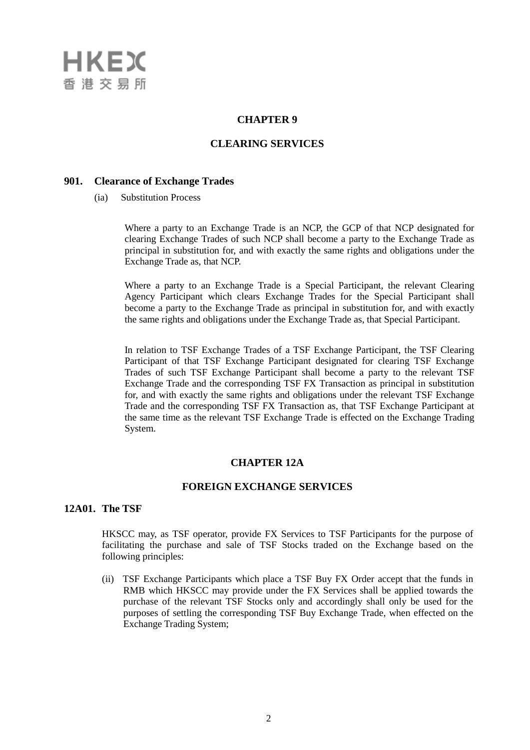## CHAPTER 9

## CLEARING SERVICES

### 901. Clearance of Exchange Trades

(ia) Substitution Process

Where a party to an Exchange Trade is an NCP, the GCP of that NCP designated for clearing Exchange Trades of such NCP shall become a party to the Exchange Trade as principal in substitution for, and with exactly the same rights and obligations under the Exchange Trade as, that NCP.

Where a party to an Exchange Trade is a Special Participant, the relevant Clearing Agency Participant which clears Exchange Trades for the Special Participant shall become a party to the Exchange Trade as principal in substitution for, and with exactly the same rights and obligations under the Exchange Trade as, that Special Participant.

In relation to TSF Exchange Trades of a TSF Exchange Participant, the TSF Clearing Participant of that TSF Exchange Participant designated for clearing TSF Exchange Trades of such TSF Exchange Participant shall become a party to the relevant TSF Exchange Trade and the corresponding TSF FX Transaction as principal in substitution for, and with exactly the same rights and obligations under the relevant TSF Exchange Trade and the corresponding TSF FX Transaction as, that TSF Exchange Participant at the same time as the relevant TSF Exchange Trade is effected on the Exchange Trading System.

## CHAPTER 12A

## FOREIGN EXCHANGE SERVICES

### 12A01. The TSF

HKSCC may, as TSF operator, provide FX Services to TSF Participants for the purpose of facilitating the purchase and sale of TSF Stocks traded on the Exchange based on the following principles:

(ii) TSF Exchange Participants which place a TSF Buy FX Order accept that the funds in RMB which HKSCC may provide under the FX Services shall be applied towards the purchase of the relevant TSF Stocks only and accordingly shall only be used for the purposes of settling the corresponding TSF Buy Exchange Trade, when effected on the Exchange Trading System;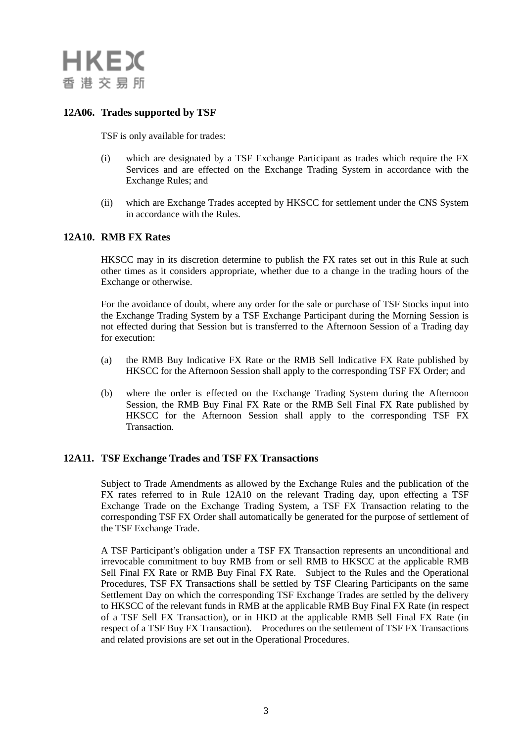### 12A06. Trades supported by TSF

TSF is only available for trades:

(i) which are designated by a TSF Exchange Participant as trades which require the FX Services and are effected on the Exchange Trading System in accordance with the Exchange Rules; and

(ii) which are Exchange Trades accepted by HKSCC for settlement under the CNS System in accordance with the Rules.

### 12A10. RMB FX Rates

HKSCC may in its discretion determine to publish the FX rates set out in this Rule at such other times as it considers appropriate, whether due to a change in the trading hours of the Exchange or otherwise.

For the avoidance of doubt, where any order for the sale or purchase of TSF Stocks input into the Exchange Trading System by a TSF Exchange Participant during the Morning Session is not effected during that Session but is transferred to the Afternoon Session of a Trading day for execution:

(a) the RMB Buy Indicative FX Rate or the RMB Sell Indicative FX Rate published by HKSCC for the Afternoon Session shall apply to the corresponding TSF FX Order; and

(b) where the order is effected on the Exchange Trading System during the Afternoon Session, the RMB Buy Final FX Rate or the RMB Sell Final FX Rate published by HKSCC for the Afternoon Session shall apply to the corresponding TSF FX Transaction.

### 12A11. TSF Exchange Trades and TSF FX Transactions

Subject to Trade Amendments as allowed by the Exchange Rules and the publication of the FX rates referred to in Rule 12A10 on the relevant Trading day, upon effecting a TSF Exchange Trade on the Exchange Trading System, a TSF FX Transaction relating to the corresponding TSF FX Order shall automatically be generated for the purpose of settlement of the TSF Exchange Trade.

A TSF Participant's obligation under a TSF FX Transaction represents an unconditional and irrevocable commitment to buy RMB from or sell RMB to HKSCC at the applicable RMB Sell Final FX Rate or RMB Buy Final FX Rate. Subject to the Rules and the Operational Procedures, TSF FX Transactions shall be settled by TSF Clearing Participants on the same Settlement Day on which the corresponding TSF Exchange Trades are settled by the delivery to HKSCC of the relevant funds in RMB at the applicable RMB Buy Final FX Rate (in respect of a TSF Sell FX Transaction), or in HKD at the applicable RMB Sell Final FX Rate (in respect of a TSF Buy FX Transaction). Procedures on the settlement of TSF FX Transactions and related provisions are set out in the Operational Procedures.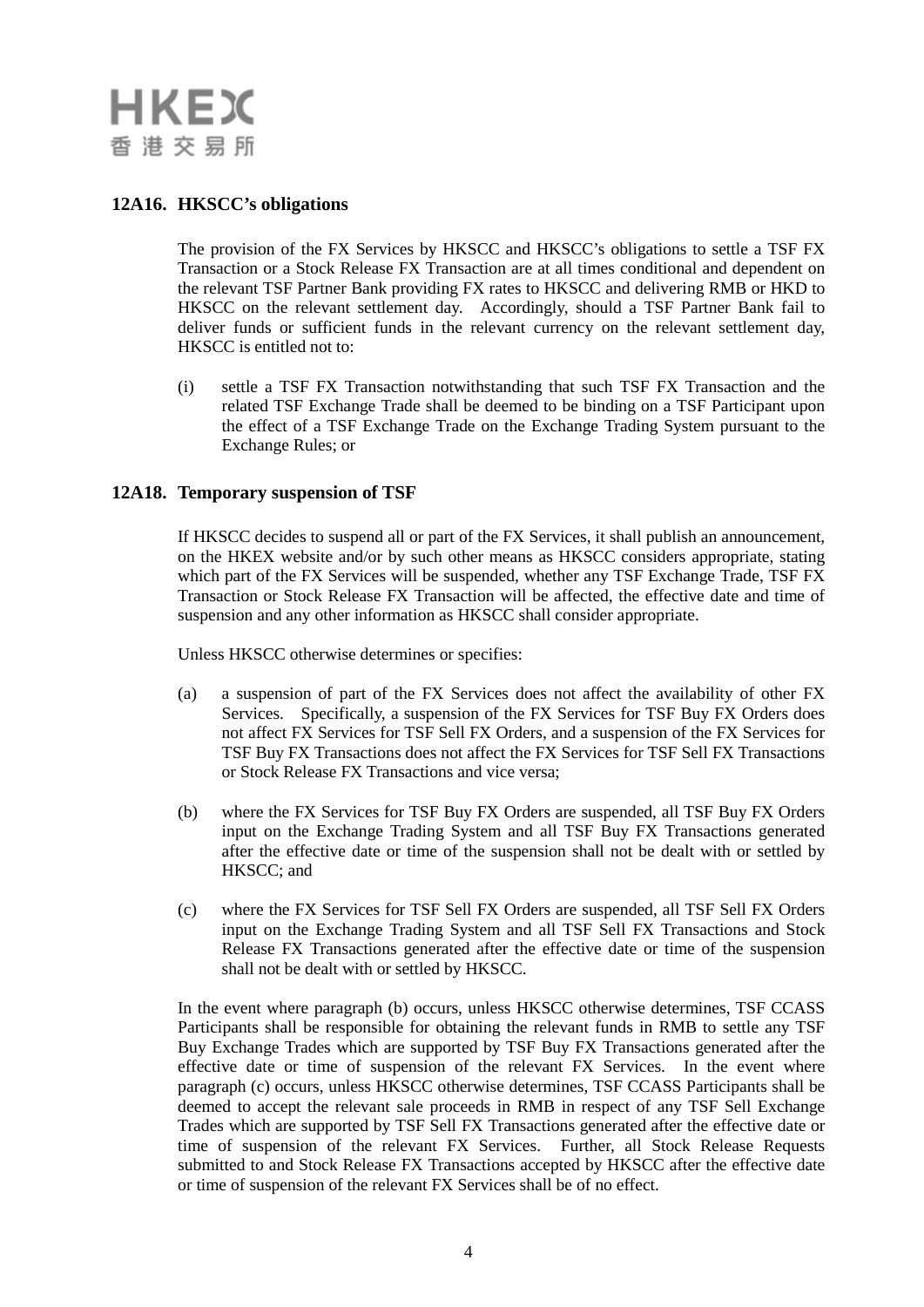## 12A16. HKSCC's obligations

The provision of the FX Services by HKSCC and HKSCC's obligations to settle a TSF FX Transaction or a Stock Release FX Transaction are at all times conditional and dependent on the relevant TSF Partner Bank providing FX rates to HKSCC and delivering RMB or HKD to HKSCC on the relevant settlement day. Accordingly, should a TSF Partner Bank fail to deliver funds or sufficient funds in the relevant currency on the relevant settlement day, HKSCC is entitled not to:

(i) settle a TSF FX Transaction notwithstanding that such TSF FX Transaction and the related TSF Exchange Trade shall be deemed to be binding on a TSF Participant upon the effect of a TSF Exchange Trade on the Exchange Trading System pursuant to the Exchange Rules; or

## 12A18. Temporary suspension of TSF

If HKSCC decides to suspend all or part of the FX Services, it shall publish an announcement, on the HKEX website and/or by such other means as HKSCC considers appropriate, stating which part of the FX Services will be suspended, whether any TSF Exchange Trade, TSF FX Transaction or Stock Release FX Transaction will be affected, the effective date and time of suspension and any other information as HKSCC shall consider appropriate.

Unless HKSCC otherwise determines or specifies:

(a) a suspension of part of the FX Services does not affect the availability of other FX Services. Specifically, a suspension of the FX Services for TSF Buy FX Orders does not affect FX Services for TSF Sell FX Orders, and a suspension of the FX Services for TSF Buy FX Transactions does not affect the FX Services for TSF Sell FX Transactions or Stock Release FX Transactions and vice versa;

(b) where the FX Services for TSF Buy FX Orders are suspended, all TSF Buy FX Orders input on the Exchange Trading System and all TSF Buy FX Transactions generated after the effective date or time of the suspension shall not be dealt with or settled by HKSCC; and

(c) where the FX Services for TSF Sell FX Orders are suspended, all TSF Sell FX Orders input on the Exchange Trading System and all TSF Sell FX Transactions and Stock Release FX Transactions generated after the effective date or time of the suspension shall not be dealt with or settled by HKSCC.

In the event where paragraph (b) occurs, unless HKSCC otherwise determines, TSF CCASS Participants shall be responsible for obtaining the relevant funds in RMB to settle any TSF Buy Exchange Trades which are supported by TSF Buy FX Transactions generated after the effective date or time of suspension of the relevant FX Services. In the event where paragraph (c) occurs, unless HKSCC otherwise determines, TSF CCASS Participants shall be deemed to accept the relevant sale proceeds in RMB in respect of any TSF Sell Exchange Trades which are supported by TSF Sell FX Transactions generated after the effective date or time of suspension of the relevant FX Services. Further, all Stock Release Requests submitted to and Stock Release FX Transactions accepted by HKSCC after the effective date or time of suspension of the relevant FX Services shall be of no effect.